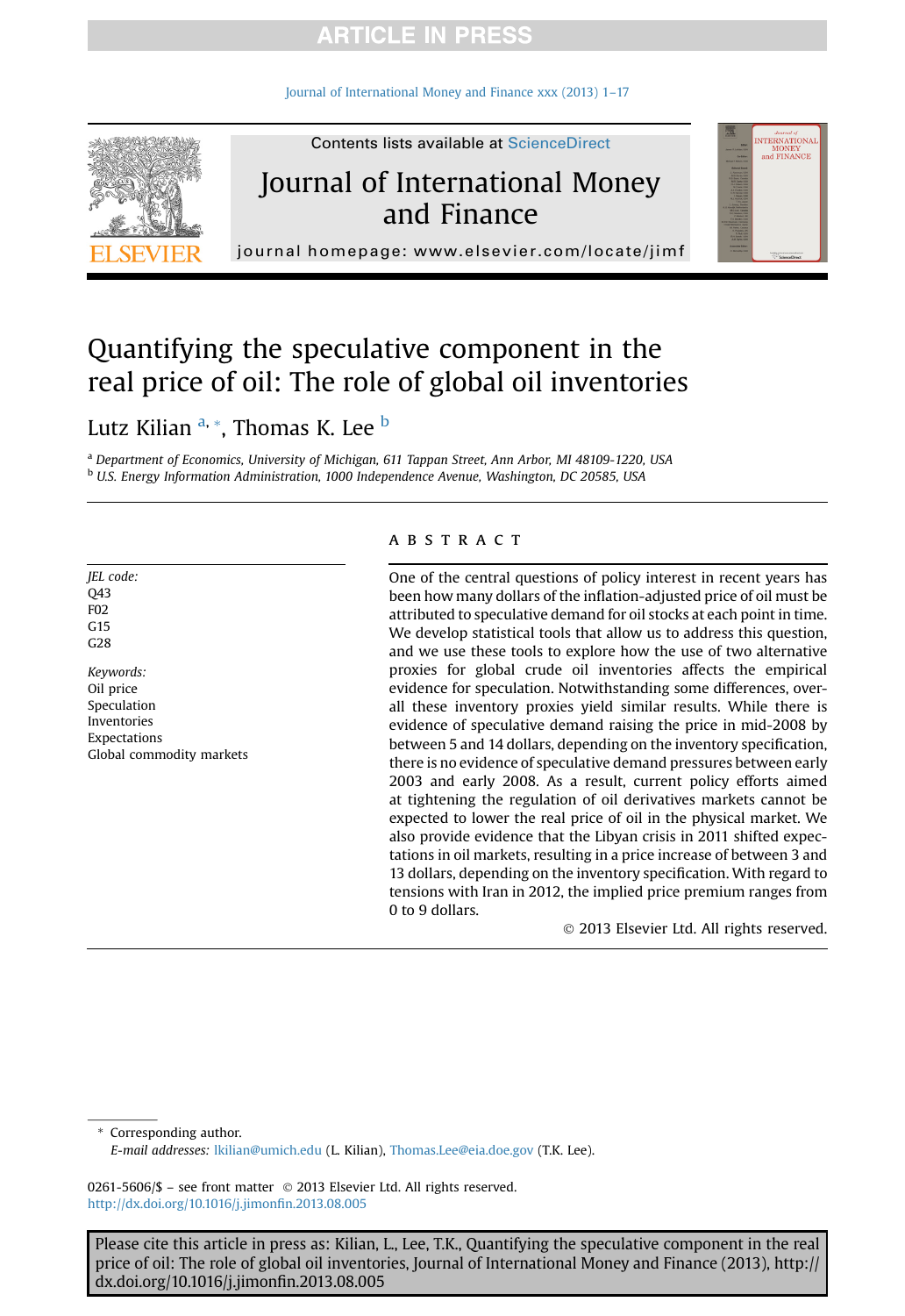# Quantifying the speculative component in the real price of oil: The role of global oil inventories

Lutz Kilian [a,*], Thomas K. Lee [b]

[a] Department of Economics, University of Michigan, 611 Tappan Street, Ann Arbor, MI 48109-1220, USA
[b] U.S. Energy Information Administration, 1000 Independence Avenue, Washington, DC 20585, USA

*JEL code:*
Q43
F02
G15
G28

*Keywords:*
Oil price
Speculation
Inventories
Expectations
Global commodity markets

## ABSTRACT

One of the central questions of policy interest in recent years has been how many dollars of the inflation-adjusted price of oil must be attributed to speculative demand for oil stocks at each point in time. We develop statistical tools that allow us to address this question, and we use these tools to explore how the use of two alternative proxies for global crude oil inventories affects the empirical evidence for speculation. Notwithstanding some differences, overall these inventory proxies yield similar results. While there is evidence of speculative demand raising the price in mid-2008 by between 5 and 14 dollars, depending on the inventory specification, there is no evidence of speculative demand pressures between early 2003 and early 2008. As a result, current policy efforts aimed at tightening the regulation of oil derivatives markets cannot be expected to lower the real price of oil in the physical market. We also provide evidence that the Libyan crisis in 2011 shifted expectations in oil markets, resulting in a price increase of between 3 and 13 dollars, depending on the inventory specification. With regard to tensions with Iran in 2012, the implied price premium ranges from 0 to 9 dollars.

© 2013 Elsevier Ltd. All rights reserved.

\* Corresponding author.
*E-mail addresses:* lkilian@umich.edu (L. Kilian), Thomas.Lee@eia.doe.gov (T.K. Lee).

0261-5606/$ – see front matter © 2013 Elsevier Ltd. All rights reserved.
http://dx.doi.org/10.1016/j.jimonfin.2013.08.005

Please cite this article in press as: Kilian, L., Lee, T.K., Quantifying the speculative component in the real price of oil: The role of global oil inventories, Journal of International Money and Finance (2013), http://dx.doi.org/10.1016/j.jimonfin.2013.08.005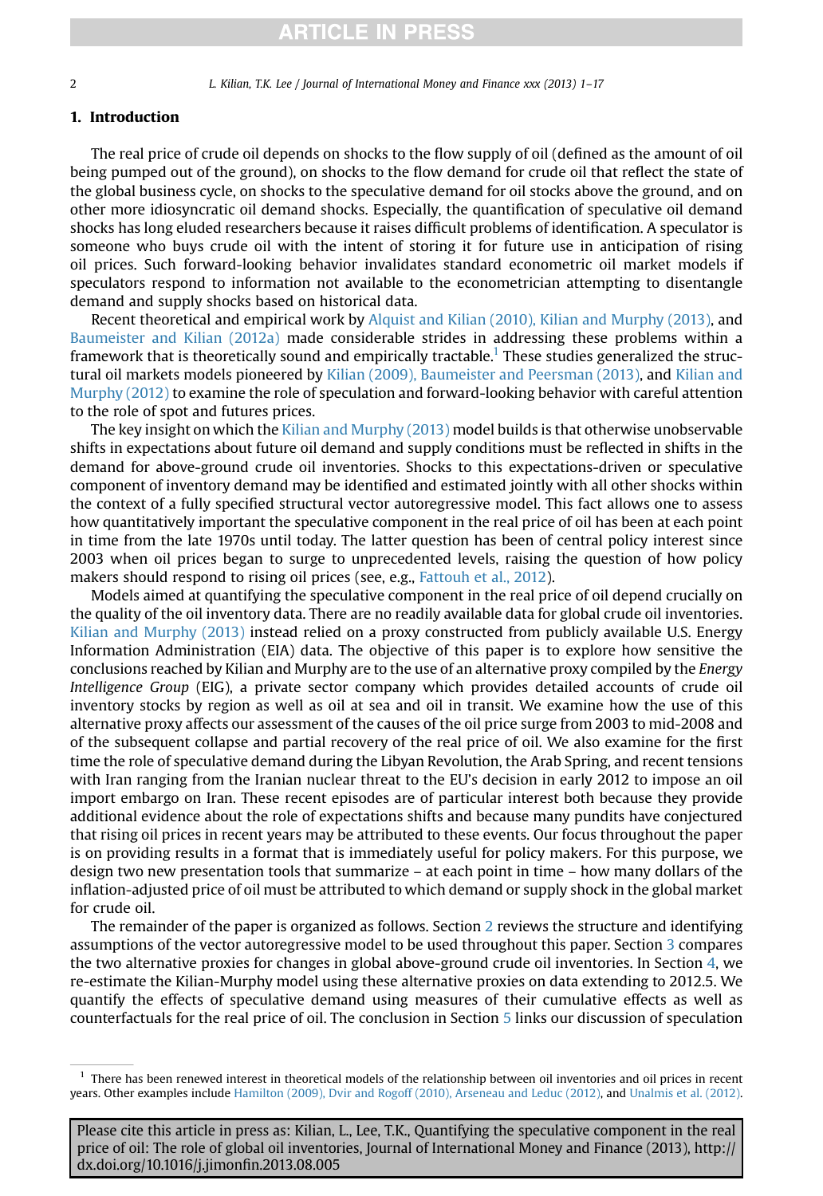## 1. Introduction

The real price of crude oil depends on shocks to the flow supply of oil (defined as the amount of oil being pumped out of the ground), on shocks to the flow demand for crude oil that reflect the state of the global business cycle, on shocks to the speculative demand for oil stocks above the ground, and on other more idiosyncratic oil demand shocks. Especially, the quantification of speculative oil demand shocks has long eluded researchers because it raises difficult problems of identification. A speculator is someone who buys crude oil with the intent of storing it for future use in anticipation of rising oil prices. Such forward-looking behavior invalidates standard econometric oil market models if speculators respond to information not available to the econometrician attempting to disentangle demand and supply shocks based on historical data.

Recent theoretical and empirical work by Alquist and Kilian (2010), Kilian and Murphy (2013), and Baumeister and Kilian (2012a) made considerable strides in addressing these problems within a framework that is theoretically sound and empirically tractable.[1] These studies generalized the structural oil markets models pioneered by Kilian (2009), Baumeister and Peersman (2013), and Kilian and Murphy (2012) to examine the role of speculation and forward-looking behavior with careful attention to the role of spot and futures prices.

The key insight on which the Kilian and Murphy (2013) model builds is that otherwise unobservable shifts in expectations about future oil demand and supply conditions must be reflected in shifts in the demand for above-ground crude oil inventories. Shocks to this expectations-driven or speculative component of inventory demand may be identified and estimated jointly with all other shocks within the context of a fully specified structural vector autoregressive model. This fact allows one to assess how quantitatively important the speculative component in the real price of oil has been at each point in time from the late 1970s until today. The latter question has been of central policy interest since 2003 when oil prices began to surge to unprecedented levels, raising the question of how policy makers should respond to rising oil prices (see, e.g., Fattouh et al., 2012).

Models aimed at quantifying the speculative component in the real price of oil depend crucially on the quality of the oil inventory data. There are no readily available data for global crude oil inventories. Kilian and Murphy (2013) instead relied on a proxy constructed from publicly available U.S. Energy Information Administration (EIA) data. The objective of this paper is to explore how sensitive the conclusions reached by Kilian and Murphy are to the use of an alternative proxy compiled by the *Energy Intelligence Group* (EIG), a private sector company which provides detailed accounts of crude oil inventory stocks by region as well as oil at sea and oil in transit. We examine how the use of this alternative proxy affects our assessment of the causes of the oil price surge from 2003 to mid-2008 and of the subsequent collapse and partial recovery of the real price of oil. We also examine for the first time the role of speculative demand during the Libyan Revolution, the Arab Spring, and recent tensions with Iran ranging from the Iranian nuclear threat to the EU's decision in early 2012 to impose an oil import embargo on Iran. These recent episodes are of particular interest both because they provide additional evidence about the role of expectations shifts and because many pundits have conjectured that rising oil prices in recent years may be attributed to these events. Our focus throughout the paper is on providing results in a format that is immediately useful for policy makers. For this purpose, we design two new presentation tools that summarize – at each point in time – how many dollars of the inflation-adjusted price of oil must be attributed to which demand or supply shock in the global market for crude oil.

The remainder of the paper is organized as follows. Section 2 reviews the structure and identifying assumptions of the vector autoregressive model to be used throughout this paper. Section 3 compares the two alternative proxies for changes in global above-ground crude oil inventories. In Section 4, we re-estimate the Kilian-Murphy model using these alternative proxies on data extending to 2012.5. We quantify the effects of speculative demand using measures of their cumulative effects as well as counterfactuals for the real price of oil. The conclusion in Section 5 links our discussion of speculation

---

[1] There has been renewed interest in theoretical models of the relationship between oil inventories and oil prices in recent years. Other examples include Hamilton (2009), Dvir and Rogoff (2010), Arseneau and Leduc (2012), and Unalmis et al. (2012).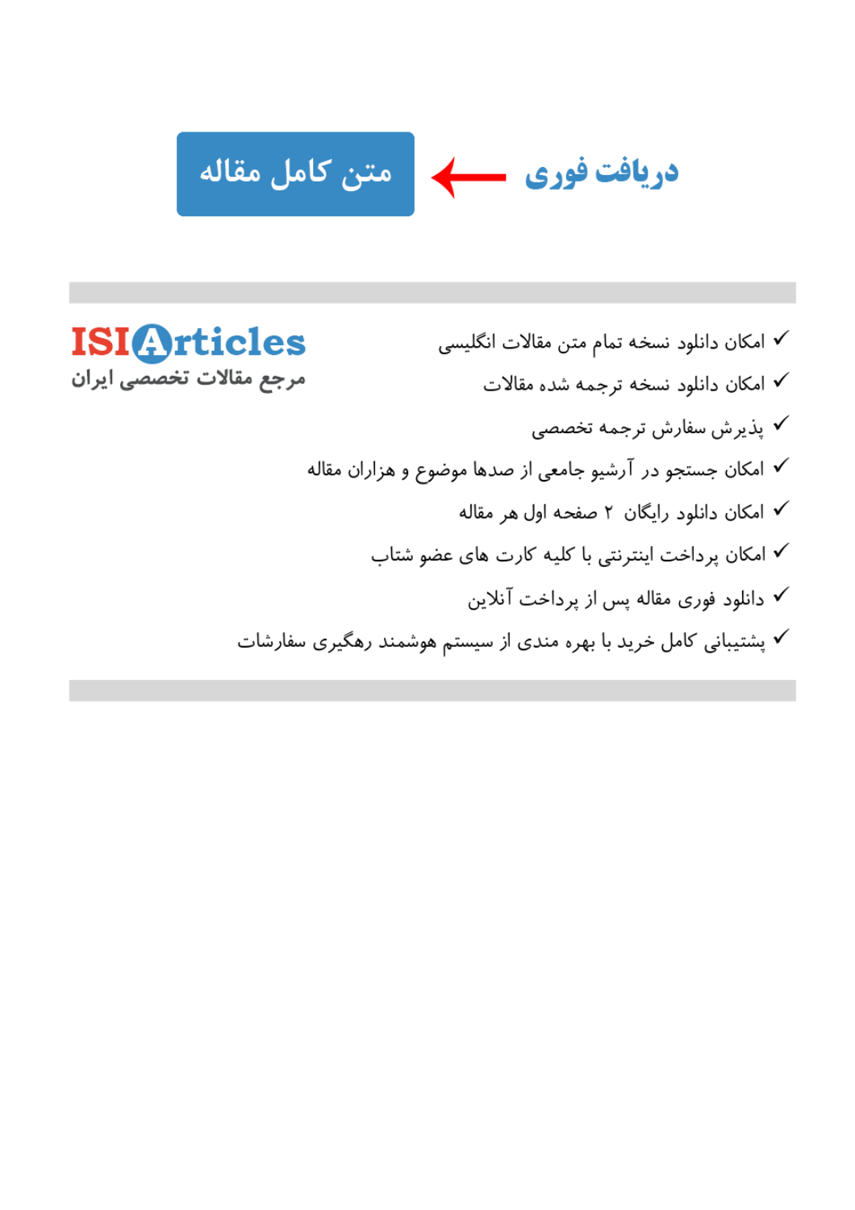دریافت فوری ← **متن کامل مقاله**

**ISIArticles**
مرجع مقالات تخصصی ایران

- ✓ امکان دانلود نسخه تمام متن مقالات انگلیسی
- ✓ امکان دانلود نسخه ترجمه شده مقالات
- ✓ پذیرش سفارش ترجمه تخصصی
- ✓ امکان جستجو در آرشیو جامعی از صدها موضوع و هزاران مقاله
- ✓ امکان دانلود رایگان ۲ صفحه اول هر مقاله
- ✓ امکان پرداخت اینترنتی با کلیه کارت های عضو شتاب
- ✓ دانلود فوری مقاله پس از پرداخت آنلاین
- ✓ پشتیبانی کامل خرید با بهره مندی از سیستم هوشمند رهگیری سفارشات